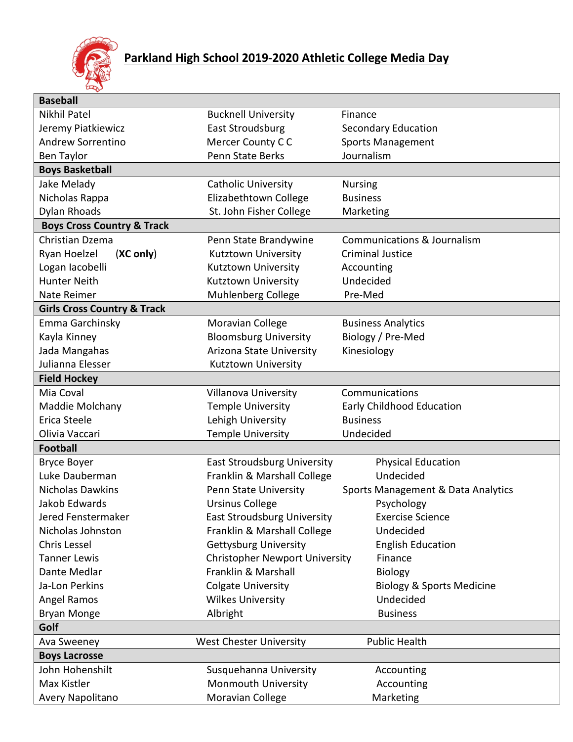# Parkland High School 2019-2020 Athletic College Media Day

| **Baseball** | | |
|---|---|---|
| Nikhil Patel | Bucknell University | Finance |
| Jeremy Piatkiewicz | East Stroudsburg | Secondary Education |
| Andrew Sorrentino | Mercer County C C | Sports Management |
| Ben Taylor | Penn State Berks | Journalism |
| **Boys Basketball** | | |
| Jake Melady | Catholic University | Nursing |
| Nicholas Rappa | Elizabethtown College | Business |
| Dylan Rhoads | St. John Fisher College | Marketing |
| **Boys Cross Country & Track** | | |
| Christian Dzema | Penn State Brandywine | Communications & Journalism |
| Ryan Hoelzel (**XC only**) | Kutztown University | Criminal Justice |
| Logan Iacobelli | Kutztown University | Accounting |
| Hunter Neith | Kutztown University | Undecided |
| Nate Reimer | Muhlenberg College | Pre-Med |
| **Girls Cross Country & Track** | | |
| Emma Garchinsky | Moravian College | Business Analytics |
| Kayla Kinney | Bloomsburg University | Biology / Pre-Med |
| Jada Mangahas | Arizona State University | Kinesiology |
| Julianna Elesser | Kutztown University | |
| **Field Hockey** | | |
| Mia Coval | Villanova University | Communications |
| Maddie Molchany | Temple University | Early Childhood Education |
| Erica Steele | Lehigh University | Business |
| Olivia Vaccari | Temple University | Undecided |
| **Football** | | |
| Bryce Boyer | East Stroudsburg University | Physical Education |
| Luke Dauberman | Franklin & Marshall College | Undecided |
| Nicholas Dawkins | Penn State University | Sports Management & Data Analytics |
| Jakob Edwards | Ursinus College | Psychology |
| Jered Fenstermaker | East Stroudsburg University | Exercise Science |
| Nicholas Johnston | Franklin & Marshall College | Undecided |
| Chris Lessel | Gettysburg University | English Education |
| Tanner Lewis | Christopher Newport University | Finance |
| Dante Medlar | Franklin & Marshall | Biology |
| Ja-Lon Perkins | Colgate University | Biology & Sports Medicine |
| Angel Ramos | Wilkes University | Undecided |
| Bryan Monge | Albright | Business |
| **Golf** | | |
| Ava Sweeney | West Chester University | Public Health |
| **Boys Lacrosse** | | |
| John Hohenshilt | Susquehanna University | Accounting |
| Max Kistler | Monmouth University | Accounting |
| Avery Napolitano | Moravian College | Marketing |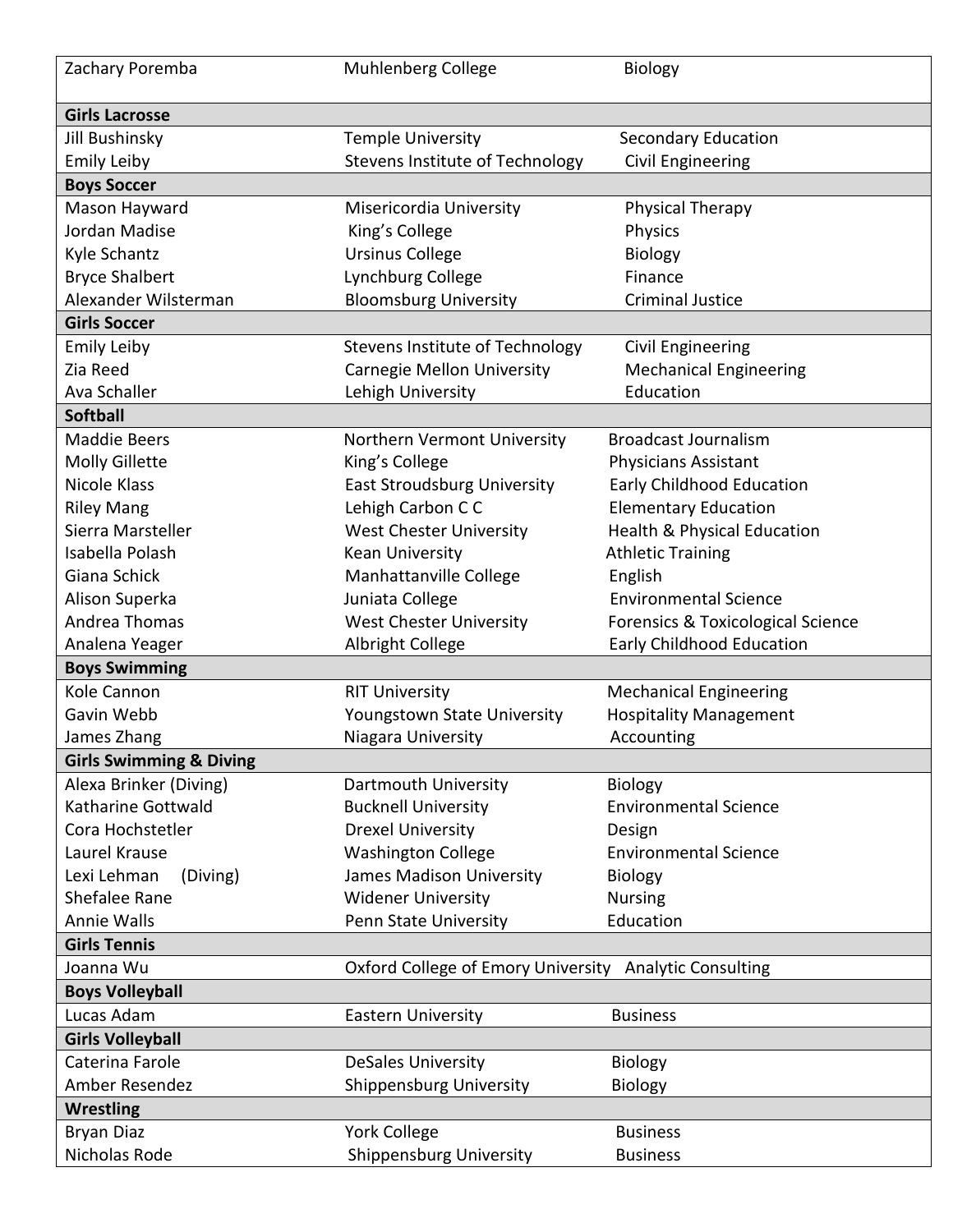| | | |
|---|---|---|
| Zachary Poremba | Muhlenberg College | Biology |
| **Girls Lacrosse** | | |
| Jill Bushinsky | Temple University | Secondary Education |
| Emily Leiby | Stevens Institute of Technology | Civil Engineering |
| **Boys Soccer** | | |
| Mason Hayward | Misericordia University | Physical Therapy |
| Jordan Madise | King's College | Physics |
| Kyle Schantz | Ursinus College | Biology |
| Bryce Shalbert | Lynchburg College | Finance |
| Alexander Wilsterman | Bloomsburg University | Criminal Justice |
| **Girls Soccer** | | |
| Emily Leiby | Stevens Institute of Technology | Civil Engineering |
| Zia Reed | Carnegie Mellon University | Mechanical Engineering |
| Ava Schaller | Lehigh University | Education |
| **Softball** | | |
| Maddie Beers | Northern Vermont University | Broadcast Journalism |
| Molly Gillette | King's College | Physicians Assistant |
| Nicole Klass | East Stroudsburg University | Early Childhood Education |
| Riley Mang | Lehigh Carbon C C | Elementary Education |
| Sierra Marsteller | West Chester University | Health & Physical Education |
| Isabella Polash | Kean University | Athletic Training |
| Giana Schick | Manhattanville College | English |
| Alison Superka | Juniata College | Environmental Science |
| Andrea Thomas | West Chester University | Forensics & Toxicological Science |
| Analena Yeager | Albright College | Early Childhood Education |
| **Boys Swimming** | | |
| Kole Cannon | RIT University | Mechanical Engineering |
| Gavin Webb | Youngstown State University | Hospitality Management |
| James Zhang | Niagara University | Accounting |
| **Girls Swimming & Diving** | | |
| Alexa Brinker (Diving) | Dartmouth University | Biology |
| Katharine Gottwald | Bucknell University | Environmental Science |
| Cora Hochstetler | Drexel University | Design |
| Laurel Krause | Washington College | Environmental Science |
| Lexi Lehman (Diving) | James Madison University | Biology |
| Shefalee Rane | Widener University | Nursing |
| Annie Walls | Penn State University | Education |
| **Girls Tennis** | | |
| Joanna Wu | Oxford College of Emory University | Analytic Consulting |
| **Boys Volleyball** | | |
| Lucas Adam | Eastern University | Business |
| **Girls Volleyball** | | |
| Caterina Farole | DeSales University | Biology |
| Amber Resendez | Shippensburg University | Biology |
| **Wrestling** | | |
| Bryan Diaz | York College | Business |
| Nicholas Rode | Shippensburg University | Business |